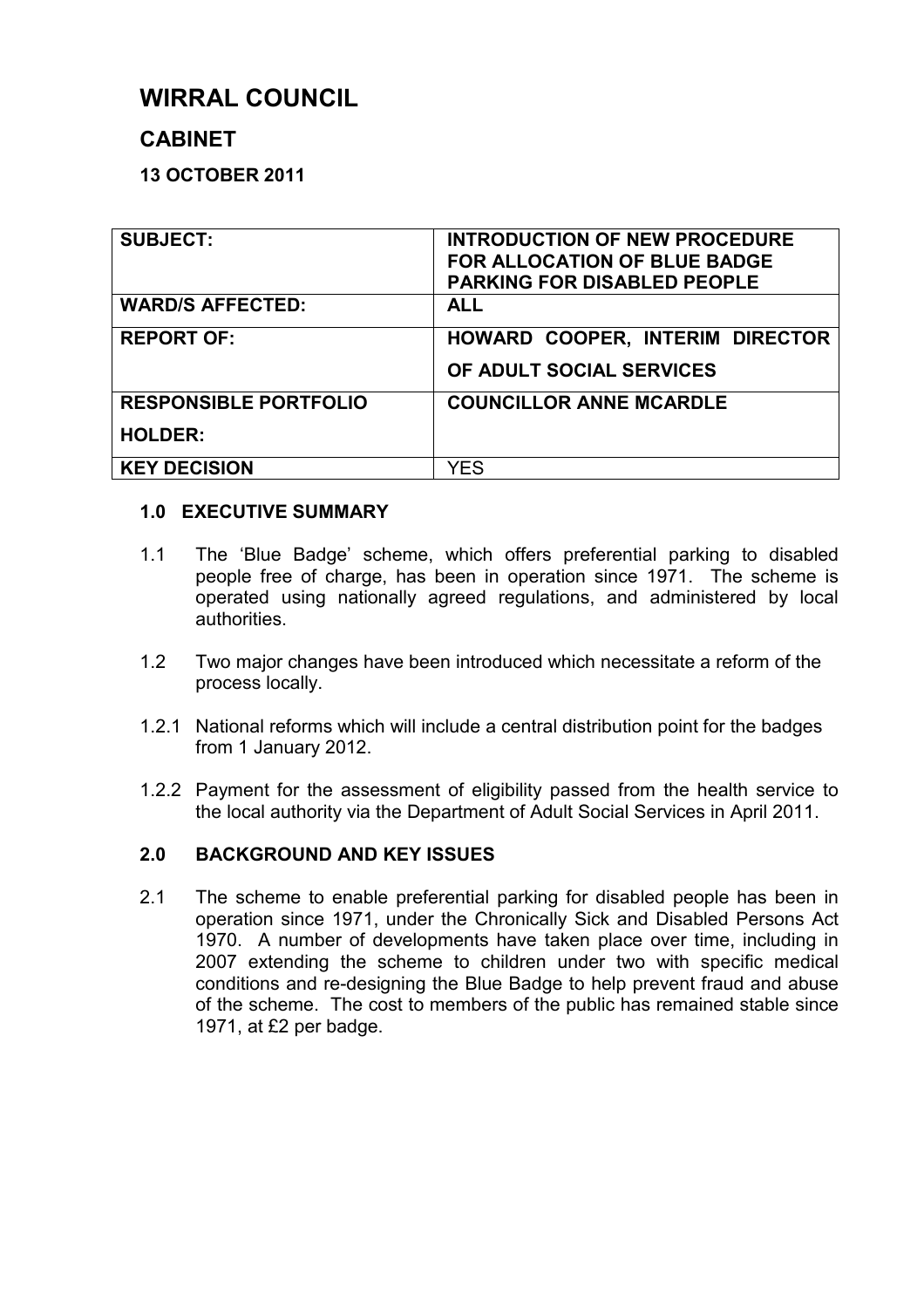# WIRRAL COUNCIL

## CABINET

### 13 OCTOBER 2011

| | |
|---|---|
| **SUBJECT:** | **INTRODUCTION OF NEW PROCEDURE FOR ALLOCATION OF BLUE BADGE PARKING FOR DISABLED PEOPLE** |
| **WARD/S AFFECTED:** | **ALL** |
| **REPORT OF:** | **HOWARD COOPER, INTERIM DIRECTOR OF ADULT SOCIAL SERVICES** |
| **RESPONSIBLE PORTFOLIO HOLDER:** | **COUNCILLOR ANNE MCARDLE** |
| **KEY DECISION** | YES |

**1.0 EXECUTIVE SUMMARY**

1.1 The 'Blue Badge' scheme, which offers preferential parking to disabled people free of charge, has been in operation since 1971. The scheme is operated using nationally agreed regulations, and administered by local authorities.

1.2 Two major changes have been introduced which necessitate a reform of the process locally.

1.2.1 National reforms which will include a central distribution point for the badges from 1 January 2012.

1.2.2 Payment for the assessment of eligibility passed from the health service to the local authority via the Department of Adult Social Services in April 2011.

**2.0 BACKGROUND AND KEY ISSUES**

2.1 The scheme to enable preferential parking for disabled people has been in operation since 1971, under the Chronically Sick and Disabled Persons Act 1970. A number of developments have taken place over time, including in 2007 extending the scheme to children under two with specific medical conditions and re-designing the Blue Badge to help prevent fraud and abuse of the scheme. The cost to members of the public has remained stable since 1971, at £2 per badge.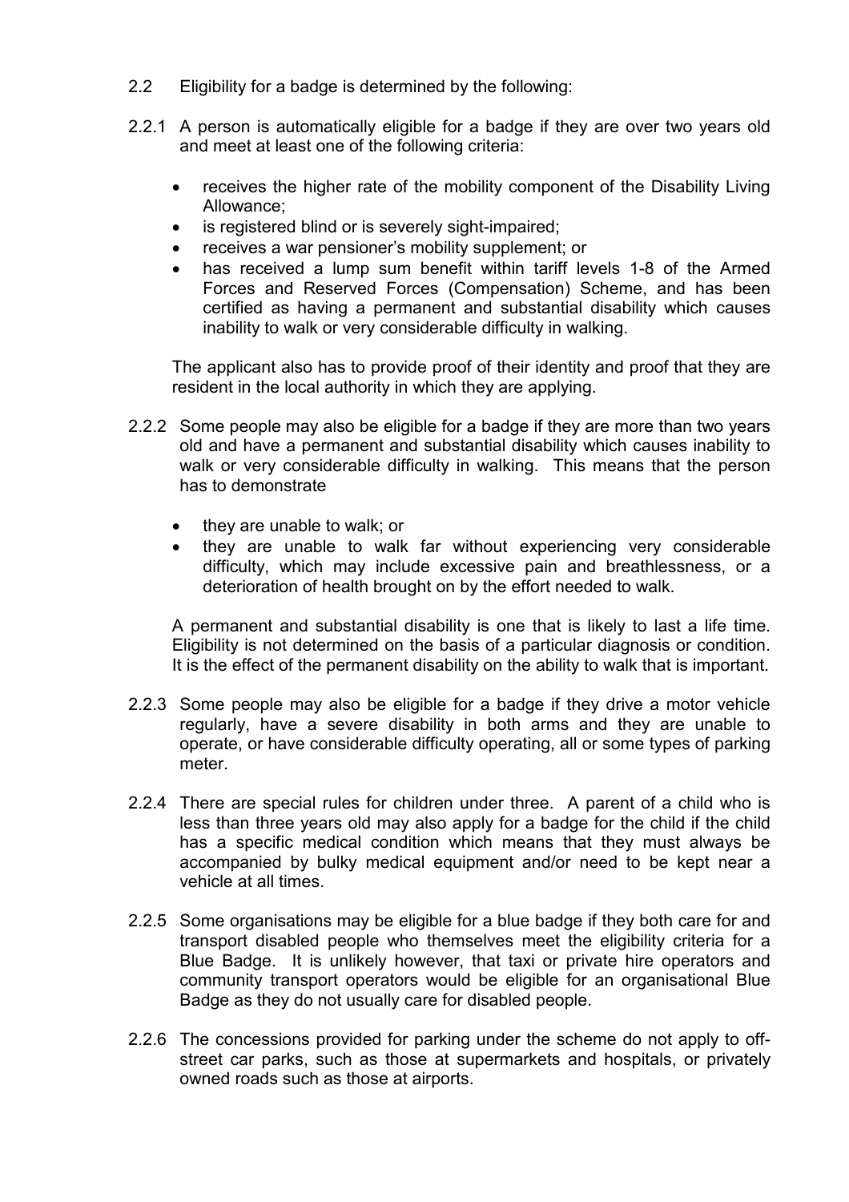2.2 Eligibility for a badge is determined by the following:

2.2.1 A person is automatically eligible for a badge if they are over two years old and meet at least one of the following criteria:

- receives the higher rate of the mobility component of the Disability Living Allowance;
- is registered blind or is severely sight-impaired;
- receives a war pensioner's mobility supplement; or
- has received a lump sum benefit within tariff levels 1-8 of the Armed Forces and Reserved Forces (Compensation) Scheme, and has been certified as having a permanent and substantial disability which causes inability to walk or very considerable difficulty in walking.

The applicant also has to provide proof of their identity and proof that they are resident in the local authority in which they are applying.

2.2.2 Some people may also be eligible for a badge if they are more than two years old and have a permanent and substantial disability which causes inability to walk or very considerable difficulty in walking. This means that the person has to demonstrate

- they are unable to walk; or
- they are unable to walk far without experiencing very considerable difficulty, which may include excessive pain and breathlessness, or a deterioration of health brought on by the effort needed to walk.

A permanent and substantial disability is one that is likely to last a life time. Eligibility is not determined on the basis of a particular diagnosis or condition. It is the effect of the permanent disability on the ability to walk that is important.

2.2.3 Some people may also be eligible for a badge if they drive a motor vehicle regularly, have a severe disability in both arms and they are unable to operate, or have considerable difficulty operating, all or some types of parking meter.

2.2.4 There are special rules for children under three. A parent of a child who is less than three years old may also apply for a badge for the child if the child has a specific medical condition which means that they must always be accompanied by bulky medical equipment and/or need to be kept near a vehicle at all times.

2.2.5 Some organisations may be eligible for a blue badge if they both care for and transport disabled people who themselves meet the eligibility criteria for a Blue Badge. It is unlikely however, that taxi or private hire operators and community transport operators would be eligible for an organisational Blue Badge as they do not usually care for disabled people.

2.2.6 The concessions provided for parking under the scheme do not apply to off-street car parks, such as those at supermarkets and hospitals, or privately owned roads such as those at airports.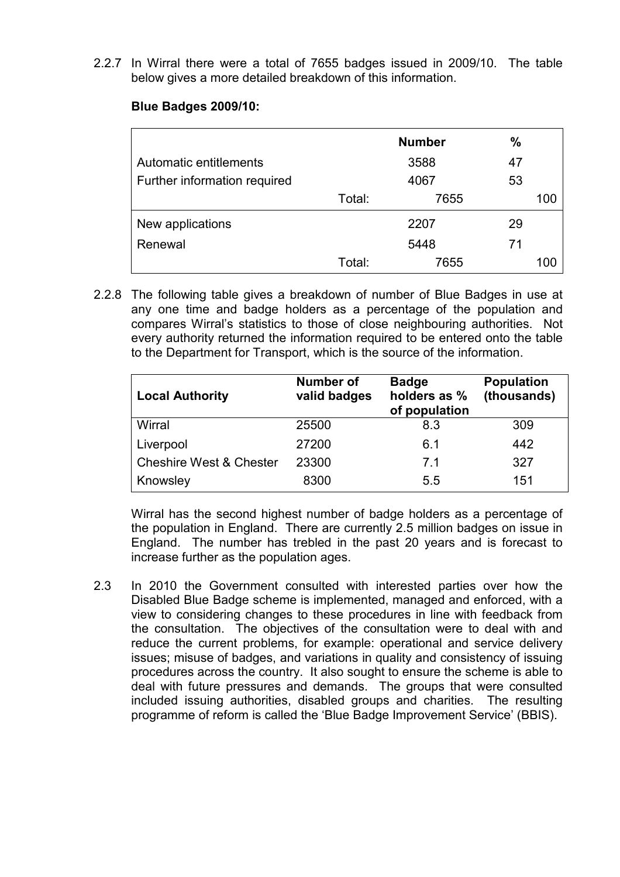2.2.7 In Wirral there were a total of 7655 badges issued in 2009/10. The table below gives a more detailed breakdown of this information.

**Blue Badges 2009/10:**

| | | Number | % |
|---|---|---|---|
| Automatic entitlements | | 3588 | 47 |
| Further information required | | 4067 | 53 |
| | Total: | 7655 | 100 |
| New applications | | 2207 | 29 |
| Renewal | | 5448 | 71 |
| | Total: | 7655 | 100 |

2.2.8 The following table gives a breakdown of number of Blue Badges in use at any one time and badge holders as a percentage of the population and compares Wirral's statistics to those of close neighbouring authorities. Not every authority returned the information required to be entered onto the table to the Department for Transport, which is the source of the information.

| Local Authority | Number of valid badges | Badge holders as % of population | Population (thousands) |
|---|---|---|---|
| Wirral | 25500 | 8.3 | 309 |
| Liverpool | 27200 | 6.1 | 442 |
| Cheshire West & Chester | 23300 | 7.1 | 327 |
| Knowsley | 8300 | 5.5 | 151 |

Wirral has the second highest number of badge holders as a percentage of the population in England. There are currently 2.5 million badges on issue in England. The number has trebled in the past 20 years and is forecast to increase further as the population ages.

2.3 In 2010 the Government consulted with interested parties over how the Disabled Blue Badge scheme is implemented, managed and enforced, with a view to considering changes to these procedures in line with feedback from the consultation. The objectives of the consultation were to deal with and reduce the current problems, for example: operational and service delivery issues; misuse of badges, and variations in quality and consistency of issuing procedures across the country. It also sought to ensure the scheme is able to deal with future pressures and demands. The groups that were consulted included issuing authorities, disabled groups and charities. The resulting programme of reform is called the 'Blue Badge Improvement Service' (BBIS).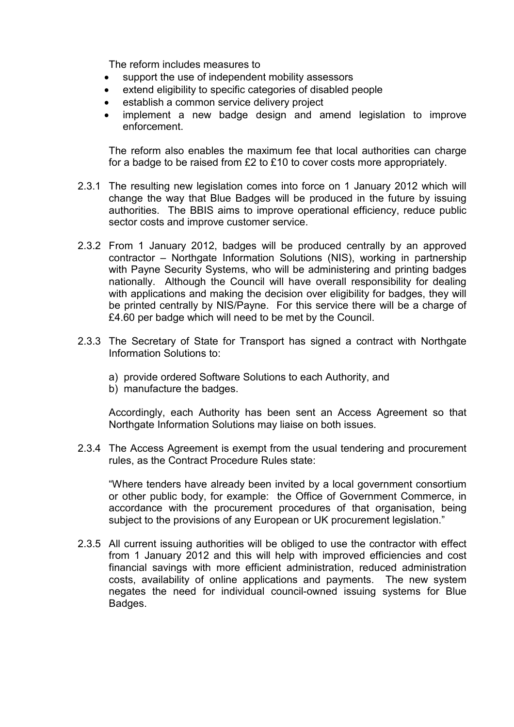The reform includes measures to

- support the use of independent mobility assessors
- extend eligibility to specific categories of disabled people
- establish a common service delivery project
- implement a new badge design and amend legislation to improve enforcement.

The reform also enables the maximum fee that local authorities can charge for a badge to be raised from £2 to £10 to cover costs more appropriately.

2.3.1 The resulting new legislation comes into force on 1 January 2012 which will change the way that Blue Badges will be produced in the future by issuing authorities. The BBIS aims to improve operational efficiency, reduce public sector costs and improve customer service.

2.3.2 From 1 January 2012, badges will be produced centrally by an approved contractor – Northgate Information Solutions (NIS), working in partnership with Payne Security Systems, who will be administering and printing badges nationally. Although the Council will have overall responsibility for dealing with applications and making the decision over eligibility for badges, they will be printed centrally by NIS/Payne. For this service there will be a charge of £4.60 per badge which will need to be met by the Council.

2.3.3 The Secretary of State for Transport has signed a contract with Northgate Information Solutions to:

a) provide ordered Software Solutions to each Authority, and
b) manufacture the badges.

Accordingly, each Authority has been sent an Access Agreement so that Northgate Information Solutions may liaise on both issues.

2.3.4 The Access Agreement is exempt from the usual tendering and procurement rules, as the Contract Procedure Rules state:

"Where tenders have already been invited by a local government consortium or other public body, for example: the Office of Government Commerce, in accordance with the procurement procedures of that organisation, being subject to the provisions of any European or UK procurement legislation."

2.3.5 All current issuing authorities will be obliged to use the contractor with effect from 1 January 2012 and this will help with improved efficiencies and cost financial savings with more efficient administration, reduced administration costs, availability of online applications and payments. The new system negates the need for individual council-owned issuing systems for Blue Badges.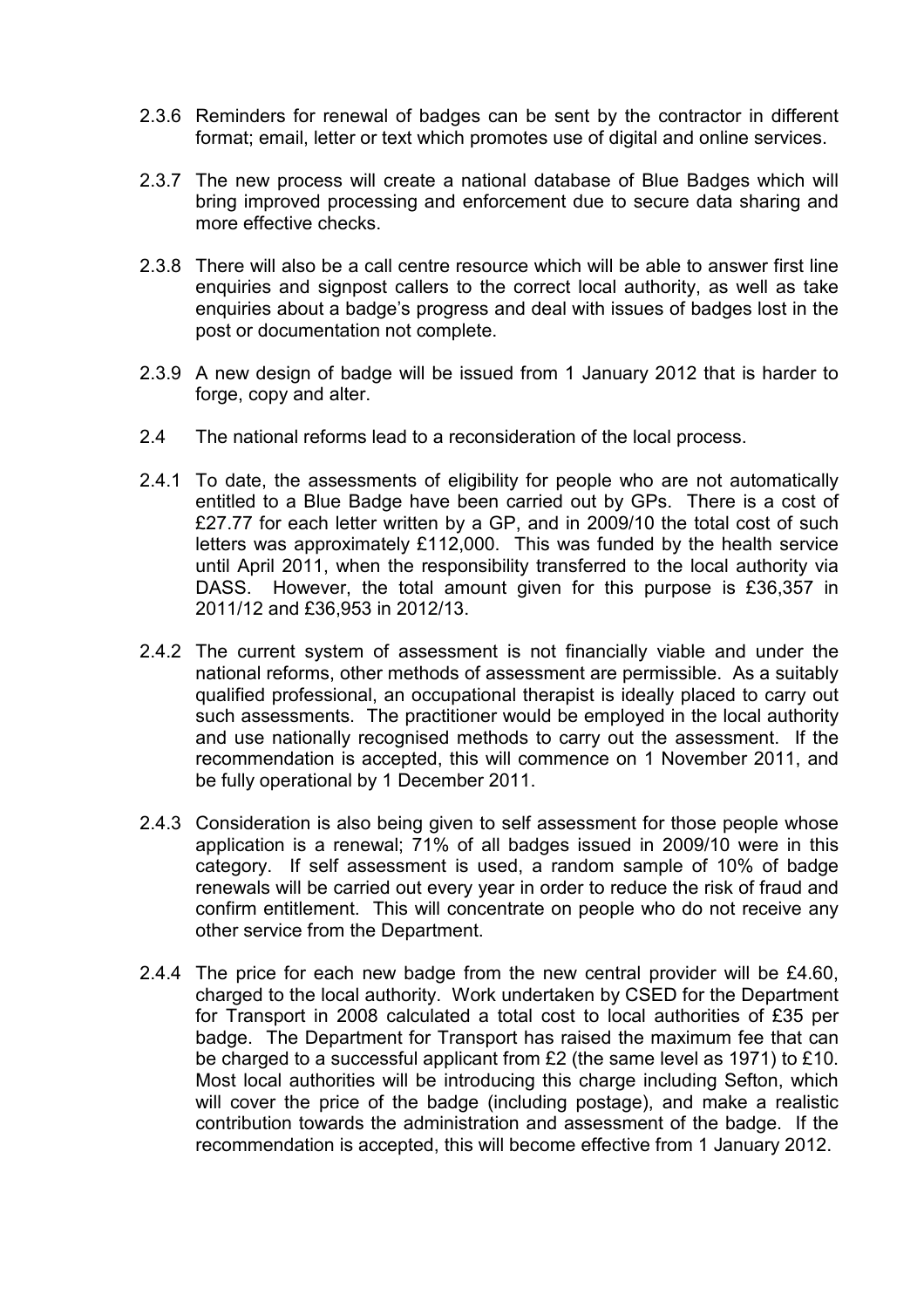2.3.6 Reminders for renewal of badges can be sent by the contractor in different format; email, letter or text which promotes use of digital and online services.

2.3.7 The new process will create a national database of Blue Badges which will bring improved processing and enforcement due to secure data sharing and more effective checks.

2.3.8 There will also be a call centre resource which will be able to answer first line enquiries and signpost callers to the correct local authority, as well as take enquiries about a badge's progress and deal with issues of badges lost in the post or documentation not complete.

2.3.9 A new design of badge will be issued from 1 January 2012 that is harder to forge, copy and alter.

2.4 The national reforms lead to a reconsideration of the local process.

2.4.1 To date, the assessments of eligibility for people who are not automatically entitled to a Blue Badge have been carried out by GPs. There is a cost of £27.77 for each letter written by a GP, and in 2009/10 the total cost of such letters was approximately £112,000. This was funded by the health service until April 2011, when the responsibility transferred to the local authority via DASS. However, the total amount given for this purpose is £36,357 in 2011/12 and £36,953 in 2012/13.

2.4.2 The current system of assessment is not financially viable and under the national reforms, other methods of assessment are permissible. As a suitably qualified professional, an occupational therapist is ideally placed to carry out such assessments. The practitioner would be employed in the local authority and use nationally recognised methods to carry out the assessment. If the recommendation is accepted, this will commence on 1 November 2011, and be fully operational by 1 December 2011.

2.4.3 Consideration is also being given to self assessment for those people whose application is a renewal; 71% of all badges issued in 2009/10 were in this category. If self assessment is used, a random sample of 10% of badge renewals will be carried out every year in order to reduce the risk of fraud and confirm entitlement. This will concentrate on people who do not receive any other service from the Department.

2.4.4 The price for each new badge from the new central provider will be £4.60, charged to the local authority. Work undertaken by CSED for the Department for Transport in 2008 calculated a total cost to local authorities of £35 per badge. The Department for Transport has raised the maximum fee that can be charged to a successful applicant from £2 (the same level as 1971) to £10. Most local authorities will be introducing this charge including Sefton, which will cover the price of the badge (including postage), and make a realistic contribution towards the administration and assessment of the badge. If the recommendation is accepted, this will become effective from 1 January 2012.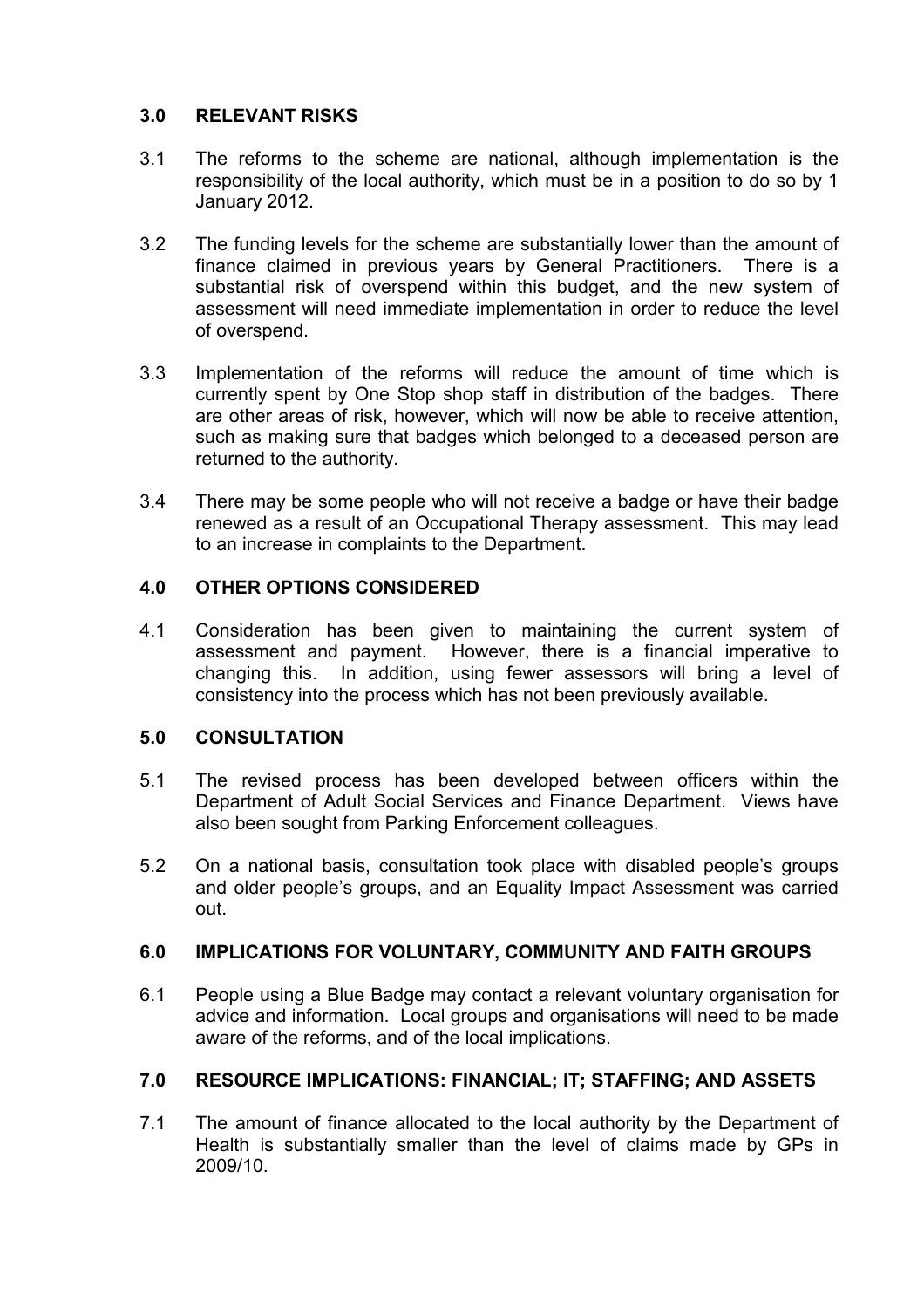## 3.0 RELEVANT RISKS

3.1 The reforms to the scheme are national, although implementation is the responsibility of the local authority, which must be in a position to do so by 1 January 2012.

3.2 The funding levels for the scheme are substantially lower than the amount of finance claimed in previous years by General Practitioners. There is a substantial risk of overspend within this budget, and the new system of assessment will need immediate implementation in order to reduce the level of overspend.

3.3 Implementation of the reforms will reduce the amount of time which is currently spent by One Stop shop staff in distribution of the badges. There are other areas of risk, however, which will now be able to receive attention, such as making sure that badges which belonged to a deceased person are returned to the authority.

3.4 There may be some people who will not receive a badge or have their badge renewed as a result of an Occupational Therapy assessment. This may lead to an increase in complaints to the Department.

## 4.0 OTHER OPTIONS CONSIDERED

4.1 Consideration has been given to maintaining the current system of assessment and payment. However, there is a financial imperative to changing this. In addition, using fewer assessors will bring a level of consistency into the process which has not been previously available.

## 5.0 CONSULTATION

5.1 The revised process has been developed between officers within the Department of Adult Social Services and Finance Department. Views have also been sought from Parking Enforcement colleagues.

5.2 On a national basis, consultation took place with disabled people's groups and older people's groups, and an Equality Impact Assessment was carried out.

## 6.0 IMPLICATIONS FOR VOLUNTARY, COMMUNITY AND FAITH GROUPS

6.1 People using a Blue Badge may contact a relevant voluntary organisation for advice and information. Local groups and organisations will need to be made aware of the reforms, and of the local implications.

## 7.0 RESOURCE IMPLICATIONS: FINANCIAL; IT; STAFFING; AND ASSETS

7.1 The amount of finance allocated to the local authority by the Department of Health is substantially smaller than the level of claims made by GPs in 2009/10.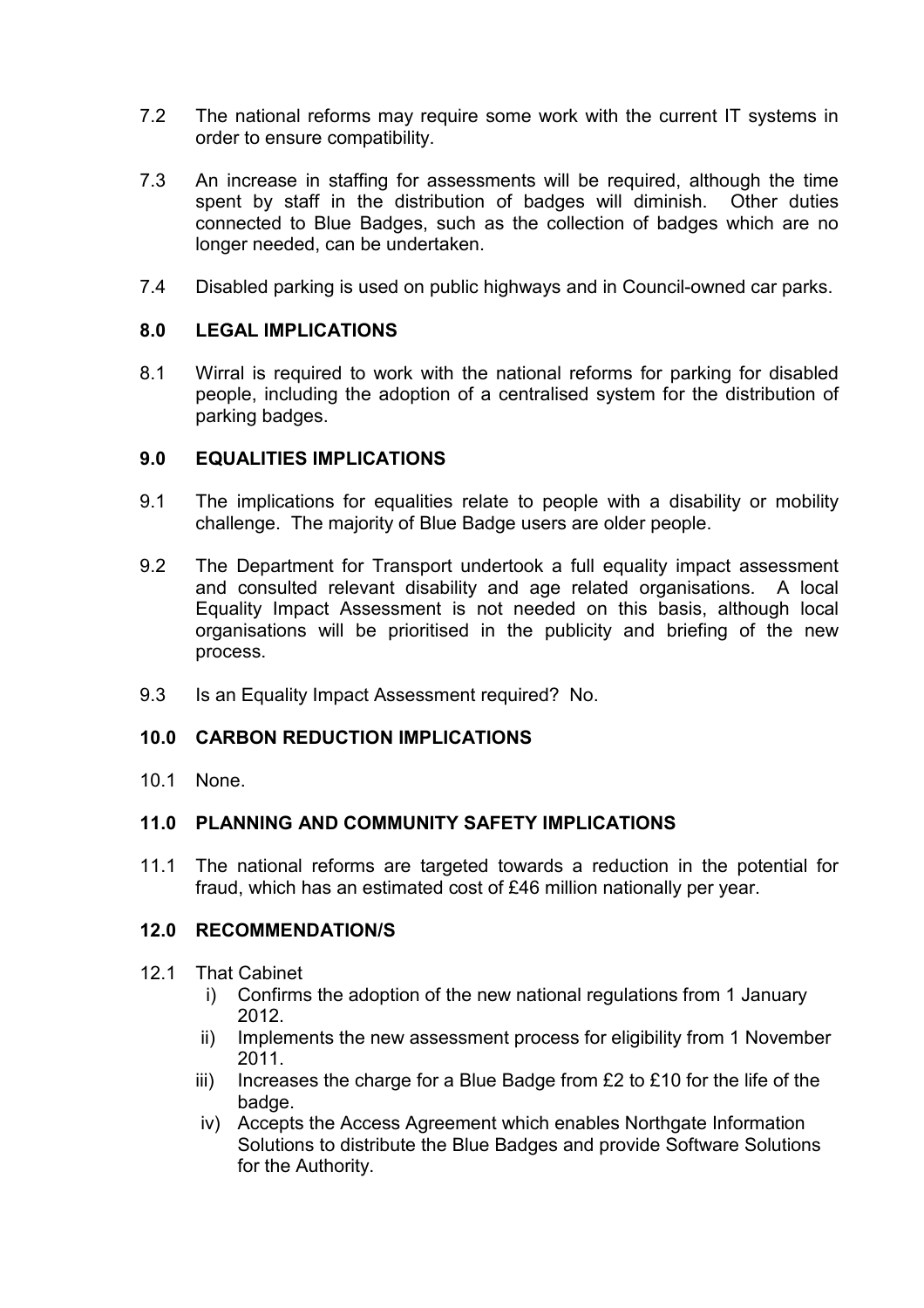7.2 The national reforms may require some work with the current IT systems in order to ensure compatibility.

7.3 An increase in staffing for assessments will be required, although the time spent by staff in the distribution of badges will diminish. Other duties connected to Blue Badges, such as the collection of badges which are no longer needed, can be undertaken.

7.4 Disabled parking is used on public highways and in Council-owned car parks.

## 8.0 LEGAL IMPLICATIONS

8.1 Wirral is required to work with the national reforms for parking for disabled people, including the adoption of a centralised system for the distribution of parking badges.

## 9.0 EQUALITIES IMPLICATIONS

9.1 The implications for equalities relate to people with a disability or mobility challenge. The majority of Blue Badge users are older people.

9.2 The Department for Transport undertook a full equality impact assessment and consulted relevant disability and age related organisations. A local Equality Impact Assessment is not needed on this basis, although local organisations will be prioritised in the publicity and briefing of the new process.

9.3 Is an Equality Impact Assessment required? No.

## 10.0 CARBON REDUCTION IMPLICATIONS

10.1 None.

## 11.0 PLANNING AND COMMUNITY SAFETY IMPLICATIONS

11.1 The national reforms are targeted towards a reduction in the potential for fraud, which has an estimated cost of £46 million nationally per year.

## 12.0 RECOMMENDATION/S

12.1 That Cabinet

i) Confirms the adoption of the new national regulations from 1 January 2012.

ii) Implements the new assessment process for eligibility from 1 November 2011.

iii) Increases the charge for a Blue Badge from £2 to £10 for the life of the badge.

iv) Accepts the Access Agreement which enables Northgate Information Solutions to distribute the Blue Badges and provide Software Solutions for the Authority.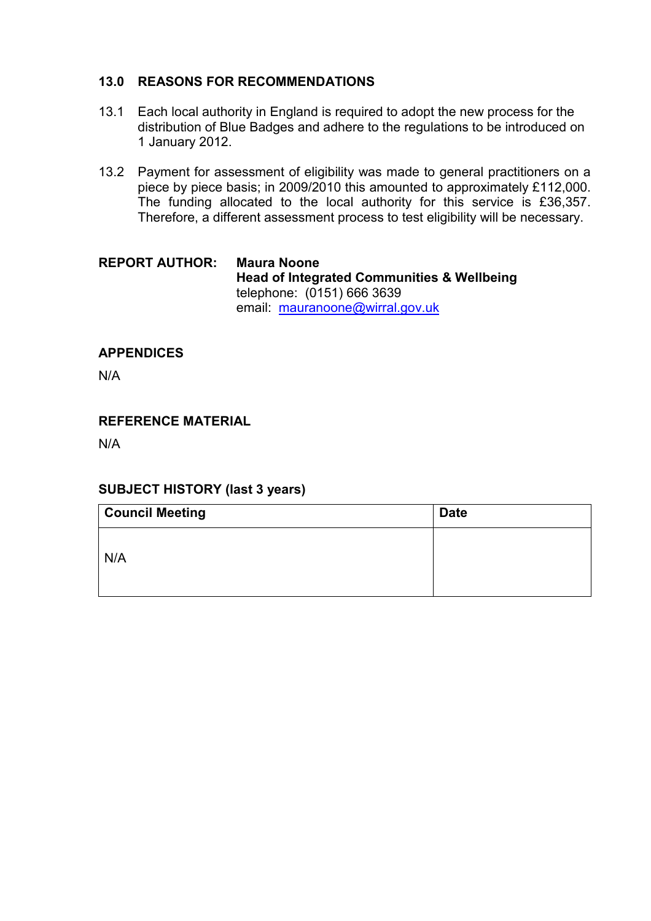## 13.0 REASONS FOR RECOMMENDATIONS

13.1 Each local authority in England is required to adopt the new process for the distribution of Blue Badges and adhere to the regulations to be introduced on 1 January 2012.

13.2 Payment for assessment of eligibility was made to general practitioners on a piece by piece basis; in 2009/2010 this amounted to approximately £112,000. The funding allocated to the local authority for this service is £36,357. Therefore, a different assessment process to test eligibility will be necessary.

**REPORT AUTHOR:** **Maura Noone**
**Head of Integrated Communities & Wellbeing**
telephone: (0151) 666 3639
email: mauranoone@wirral.gov.uk

## APPENDICES

N/A

## REFERENCE MATERIAL

N/A

## SUBJECT HISTORY (last 3 years)

| Council Meeting | Date |
|---|---|
| N/A | |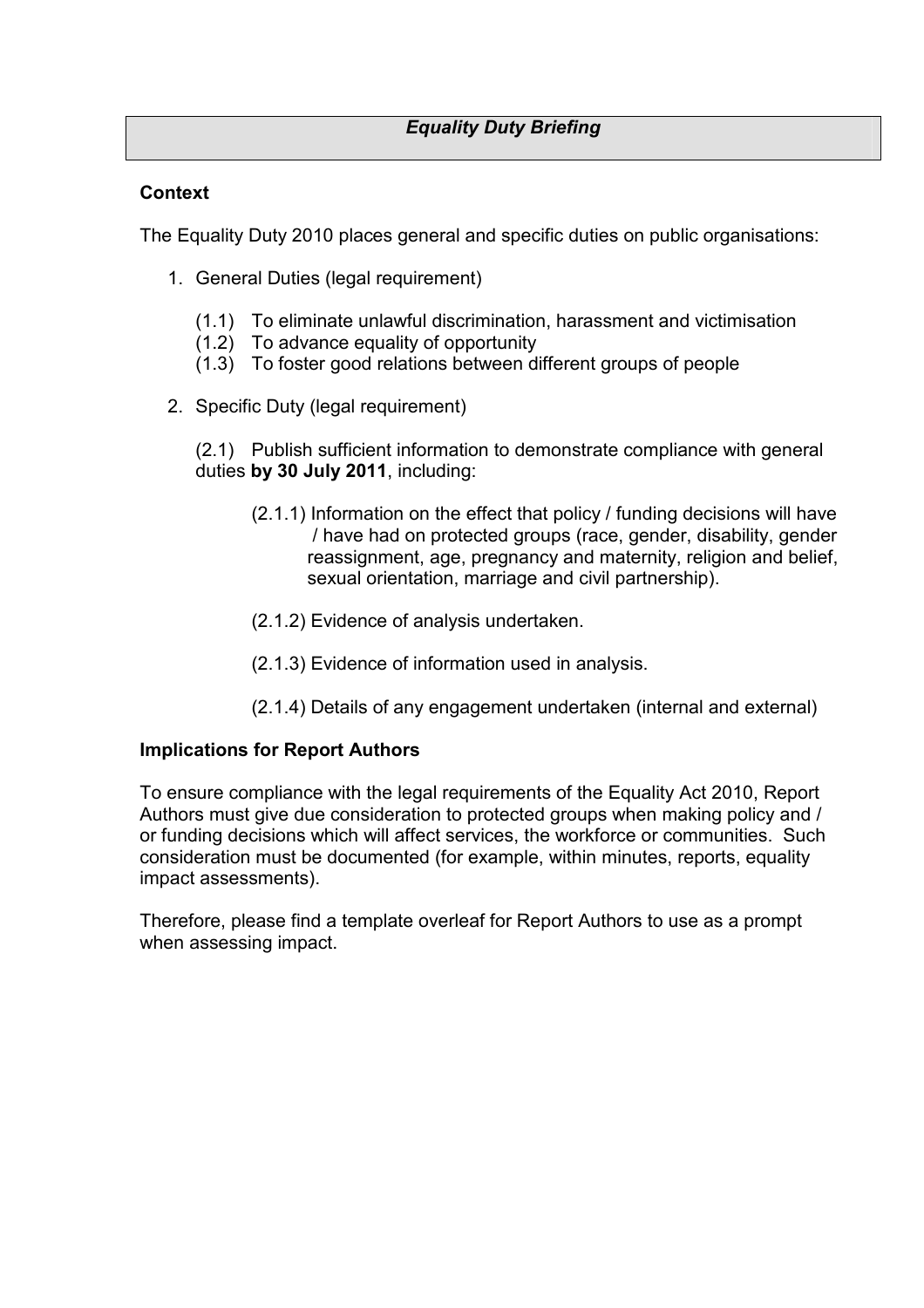## *Equality Duty Briefing*

**Context**

The Equality Duty 2010 places general and specific duties on public organisations:

1. General Duties (legal requirement)

   (1.1) To eliminate unlawful discrimination, harassment and victimisation
   (1.2) To advance equality of opportunity
   (1.3) To foster good relations between different groups of people

2. Specific Duty (legal requirement)

   (2.1) Publish sufficient information to demonstrate compliance with general duties **by 30 July 2011**, including:

   (2.1.1) Information on the effect that policy / funding decisions will have / have had on protected groups (race, gender, disability, gender reassignment, age, pregnancy and maternity, religion and belief, sexual orientation, marriage and civil partnership).

   (2.1.2) Evidence of analysis undertaken.

   (2.1.3) Evidence of information used in analysis.

   (2.1.4) Details of any engagement undertaken (internal and external)

**Implications for Report Authors**

To ensure compliance with the legal requirements of the Equality Act 2010, Report Authors must give due consideration to protected groups when making policy and / or funding decisions which will affect services, the workforce or communities. Such consideration must be documented (for example, within minutes, reports, equality impact assessments).

Therefore, please find a template overleaf for Report Authors to use as a prompt when assessing impact.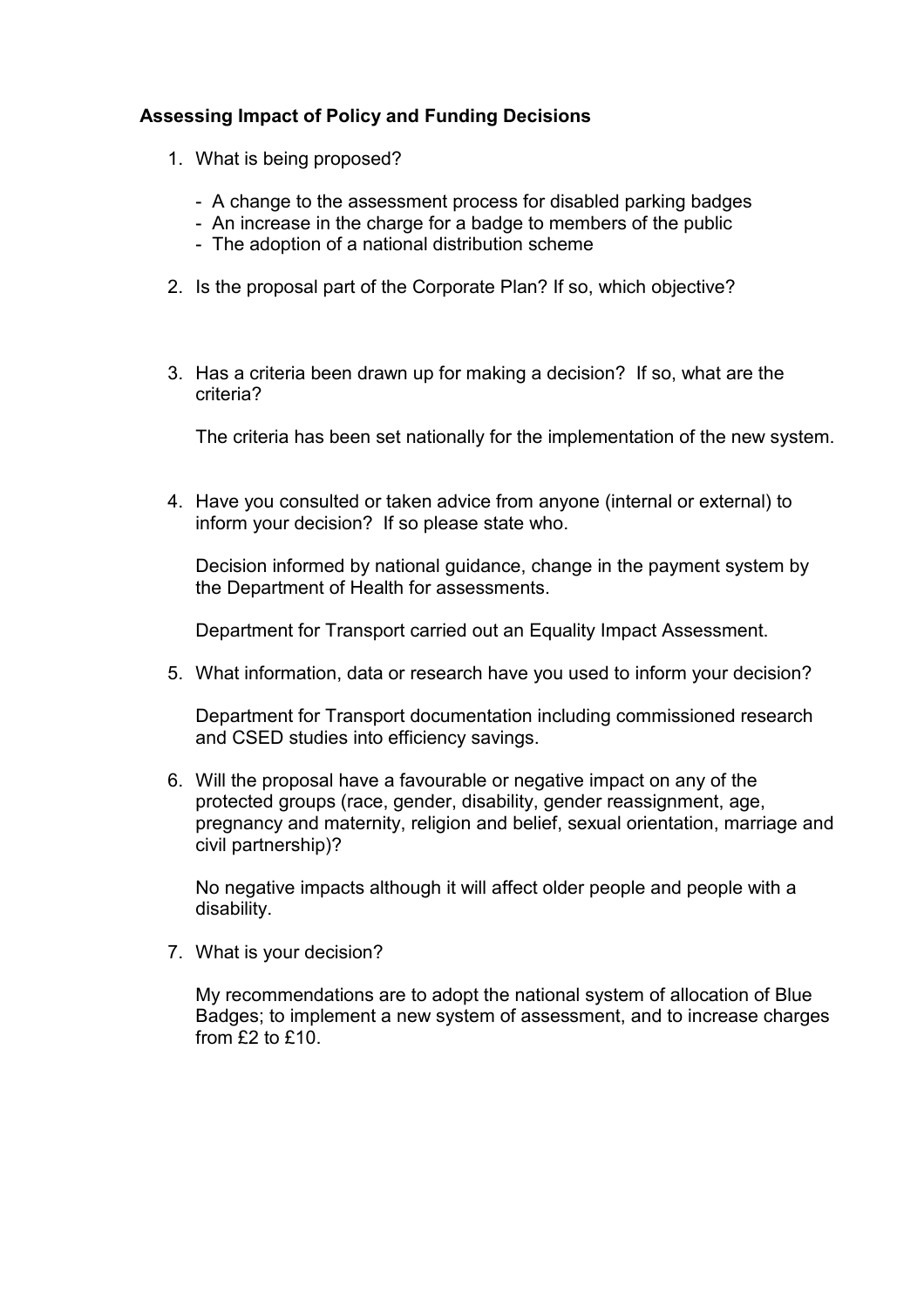**Assessing Impact of Policy and Funding Decisions**

1. What is being proposed?

   - A change to the assessment process for disabled parking badges
   - An increase in the charge for a badge to members of the public
   - The adoption of a national distribution scheme

2. Is the proposal part of the Corporate Plan? If so, which objective?

3. Has a criteria been drawn up for making a decision? If so, what are the criteria?

   The criteria has been set nationally for the implementation of the new system.

4. Have you consulted or taken advice from anyone (internal or external) to inform your decision? If so please state who.

   Decision informed by national guidance, change in the payment system by the Department of Health for assessments.

   Department for Transport carried out an Equality Impact Assessment.

5. What information, data or research have you used to inform your decision?

   Department for Transport documentation including commissioned research and CSED studies into efficiency savings.

6. Will the proposal have a favourable or negative impact on any of the protected groups (race, gender, disability, gender reassignment, age, pregnancy and maternity, religion and belief, sexual orientation, marriage and civil partnership)?

   No negative impacts although it will affect older people and people with a disability.

7. What is your decision?

   My recommendations are to adopt the national system of allocation of Blue Badges; to implement a new system of assessment, and to increase charges from £2 to £10.